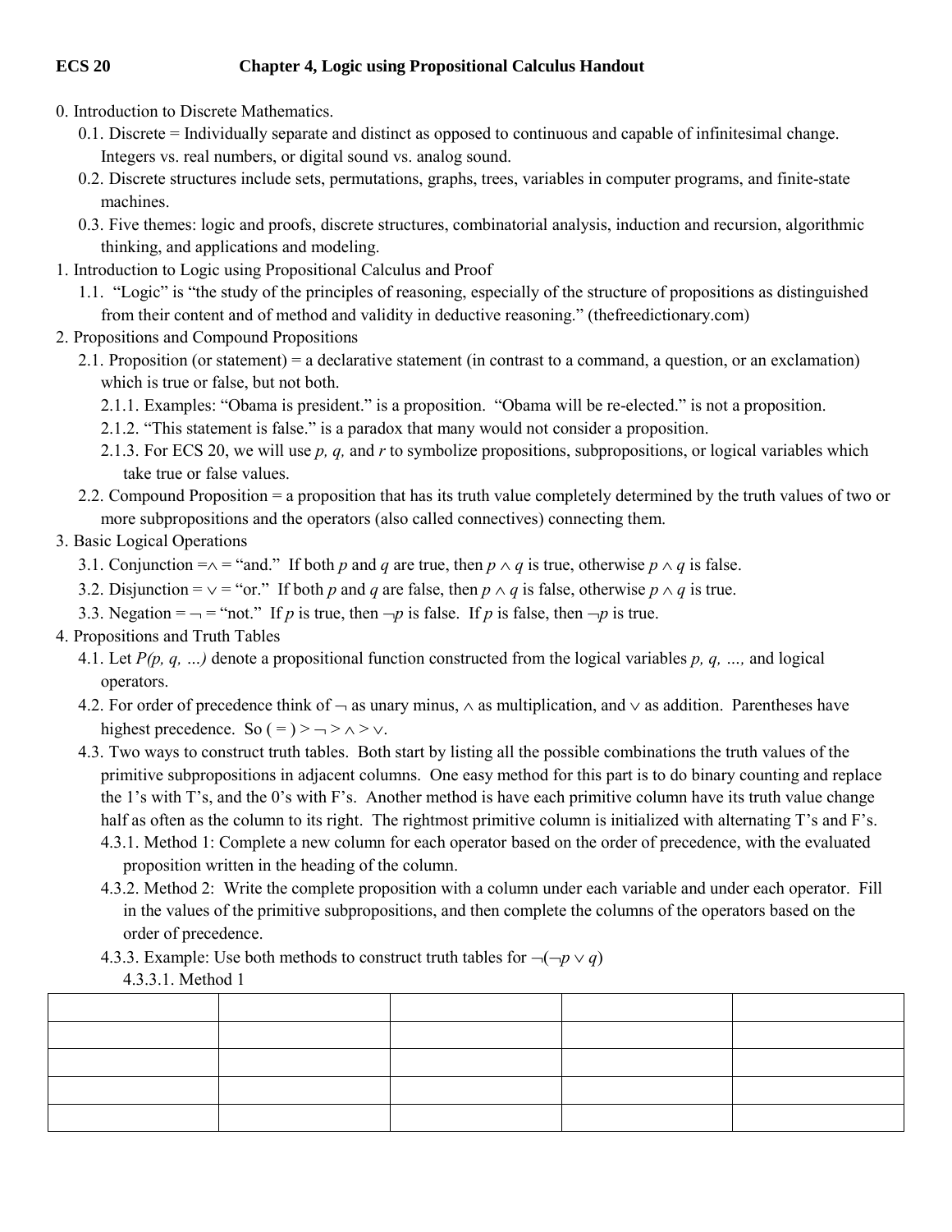**ECS 20** **Chapter 4, Logic using Propositional Calculus Handout**

0. Introduction to Discrete Mathematics.
   - 0.1. Discrete = Individually separate and distinct as opposed to continuous and capable of infinitesimal change. Integers vs. real numbers, or digital sound vs. analog sound.
   - 0.2. Discrete structures include sets, permutations, graphs, trees, variables in computer programs, and finite-state machines.
   - 0.3. Five themes: logic and proofs, discrete structures, combinatorial analysis, induction and recursion, algorithmic thinking, and applications and modeling.
1. Introduction to Logic using Propositional Calculus and Proof
   - 1.1. "Logic" is "the study of the principles of reasoning, especially of the structure of propositions as distinguished from their content and of method and validity in deductive reasoning." (thefreedictionary.com)
2. Propositions and Compound Propositions
   - 2.1. Proposition (or statement) = a declarative statement (in contrast to a command, a question, or an exclamation) which is true or false, but not both.
     - 2.1.1. Examples: "Obama is president." is a proposition. "Obama will be re-elected." is not a proposition.
     - 2.1.2. "This statement is false." is a paradox that many would not consider a proposition.
     - 2.1.3. For ECS 20, we will use *p, q,* and *r* to symbolize propositions, subpropositions, or logical variables which take true or false values.
   - 2.2. Compound Proposition = a proposition that has its truth value completely determined by the truth values of two or more subpropositions and the operators (also called connectives) connecting them.
3. Basic Logical Operations
   - 3.1. Conjunction $= \wedge =$ "and." If both *p* and *q* are true, then $p \wedge q$ is true, otherwise $p \wedge q$ is false.
   - 3.2. Disjunction $= \vee =$ "or." If both *p* and *q* are false, then $p \wedge q$ is false, otherwise $p \wedge q$ is true.
   - 3.3. Negation $= \neg =$ "not." If *p* is true, then $\neg p$ is false. If *p* is false, then $\neg p$ is true.
4. Propositions and Truth Tables
   - 4.1. Let *P(p, q, …)* denote a propositional function constructed from the logical variables *p, q, …,* and logical operators.
   - 4.2. For order of precedence think of $\neg$ as unary minus, $\wedge$ as multiplication, and $\vee$ as addition. Parentheses have highest precedence. So $( = ) > \neg > \wedge > \vee$.
   - 4.3. Two ways to construct truth tables. Both start by listing all the possible combinations the truth values of the primitive subpropositions in adjacent columns. One easy method for this part is to do binary counting and replace the 1's with T's, and the 0's with F's. Another method is have each primitive column have its truth value change half as often as the column to its right. The rightmost primitive column is initialized with alternating T's and F's.
     - 4.3.1. Method 1: Complete a new column for each operator based on the order of precedence, with the evaluated proposition written in the heading of the column.
     - 4.3.2. Method 2: Write the complete proposition with a column under each variable and under each operator. Fill in the values of the primitive subpropositions, and then complete the columns of the operators based on the order of precedence.
     - 4.3.3. Example: Use both methods to construct truth tables for $\neg(\neg p \vee q)$
       - 4.3.3.1. Method 1

| | | | | |
|---|---|---|---|---|
| | | | | |
| | | | | |
| | | | | |
| | | | | |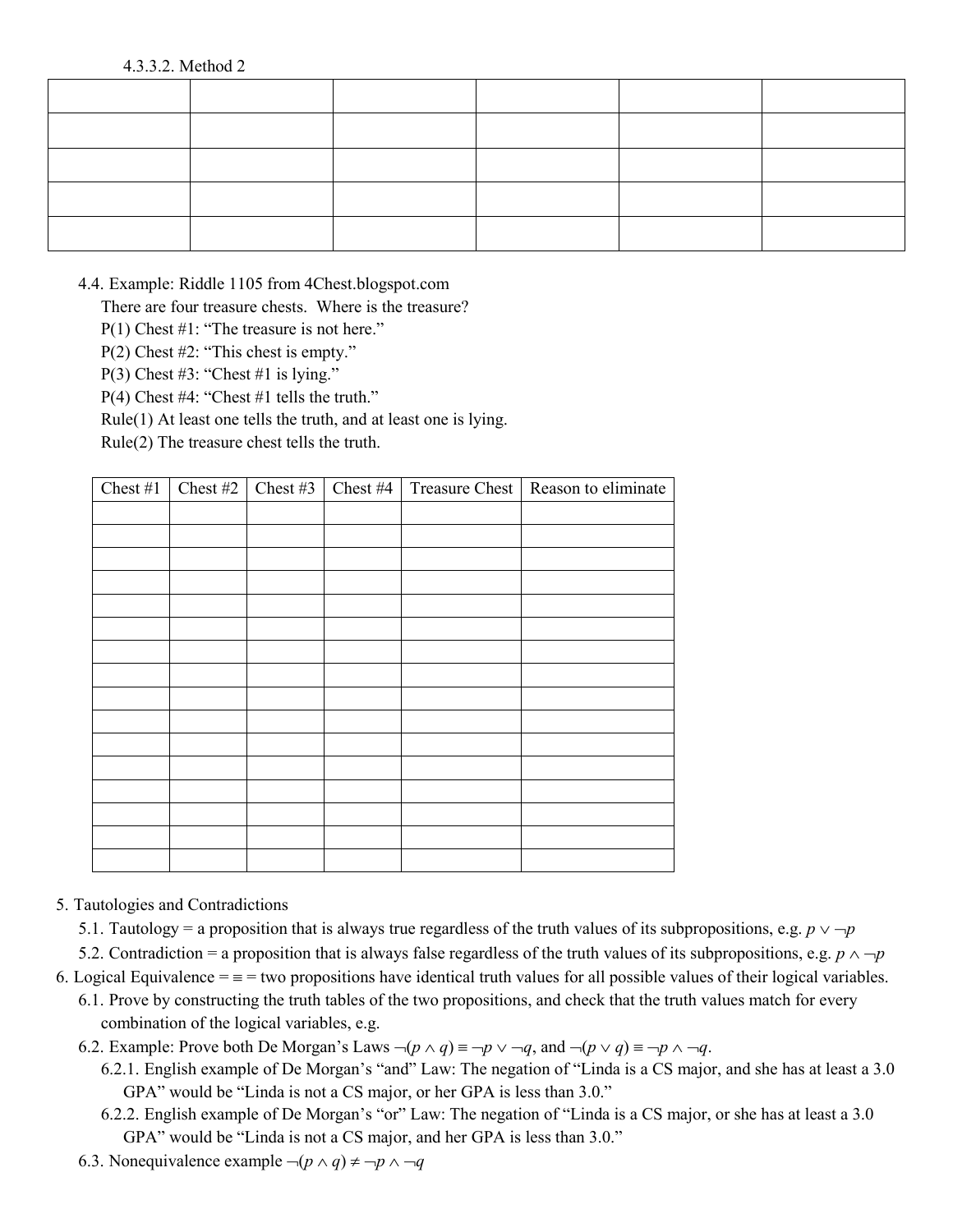4.3.3.2. Method 2

| | | | | | |
|---|---|---|---|---|---|
| | | | | | |
| | | | | | |
| | | | | | |
| | | | | | |

4.4. Example: Riddle 1105 from 4Chest.blogspot.com

There are four treasure chests. Where is the treasure?

P(1) Chest #1: "The treasure is not here."

P(2) Chest #2: "This chest is empty."

P(3) Chest #3: "Chest #1 is lying."

P(4) Chest #4: "Chest #1 tells the truth."

Rule(1) At least one tells the truth, and at least one is lying.

Rule(2) The treasure chest tells the truth.

| Chest #1 | Chest #2 | Chest #3 | Chest #4 | Treasure Chest | Reason to eliminate |
|---|---|---|---|---|---|
| | | | | | |
| | | | | | |
| | | | | | |
| | | | | | |
| | | | | | |
| | | | | | |
| | | | | | |
| | | | | | |
| | | | | | |
| | | | | | |
| | | | | | |
| | | | | | |
| | | | | | |
| | | | | | |
| | | | | | |
| | | | | | |

5. Tautologies and Contradictions

5.1. Tautology = a proposition that is always true regardless of the truth values of its subpropositions, e.g. $p \vee \neg p$

5.2. Contradiction = a proposition that is always false regardless of the truth values of its subpropositions, e.g. $p \wedge \neg p$

6. Logical Equivalence = $\equiv$ = two propositions have identical truth values for all possible values of their logical variables.

6.1. Prove by constructing the truth tables of the two propositions, and check that the truth values match for every combination of the logical variables, e.g.

6.2. Example: Prove both De Morgan's Laws $\neg(p \wedge q) \equiv \neg p \vee \neg q$, and $\neg(p \vee q) \equiv \neg p \wedge \neg q$.

6.2.1. English example of De Morgan's "and" Law: The negation of "Linda is a CS major, and she has at least a 3.0 GPA" would be "Linda is not a CS major, or her GPA is less than 3.0."

6.2.2. English example of De Morgan's "or" Law: The negation of "Linda is a CS major, or she has at least a 3.0 GPA" would be "Linda is not a CS major, and her GPA is less than 3.0."

6.3. Nonequivalence example $\neg(p \wedge q) \neq \neg p \wedge \neg q$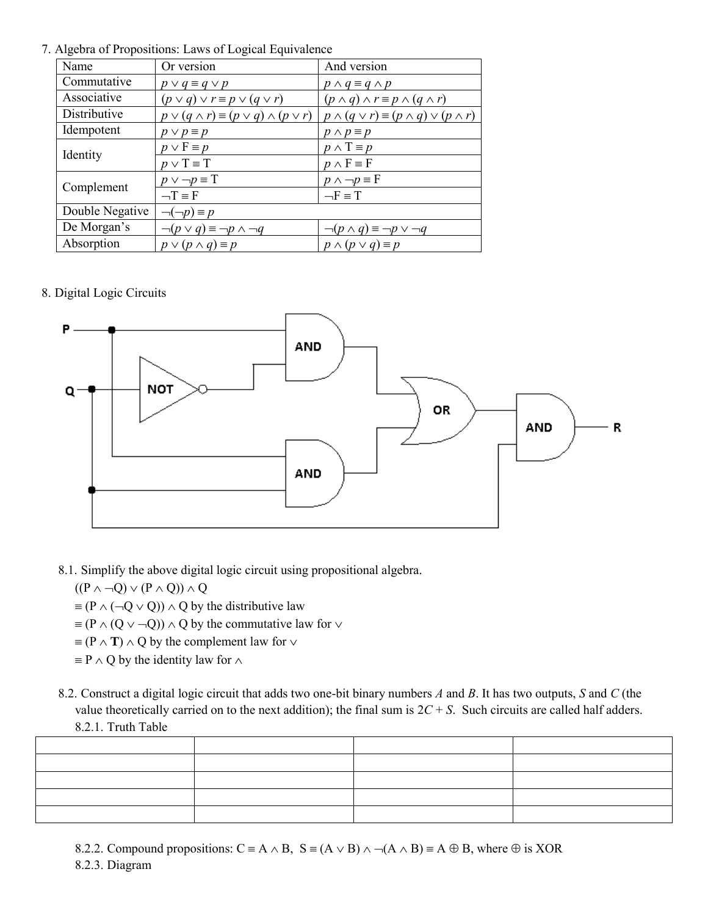7. Algebra of Propositions: Laws of Logical Equivalence

| Name | Or version | And version |
|---|---|---|
| Commutative | $p \vee q \equiv q \vee p$ | $p \wedge q \equiv q \wedge p$ |
| Associative | $(p \vee q) \vee r \equiv p \vee (q \vee r)$ | $(p \wedge q) \wedge r \equiv p \wedge (q \wedge r)$ |
| Distributive | $p \vee (q \wedge r) \equiv (p \vee q) \wedge (p \vee r)$ | $p \wedge (q \vee r) \equiv (p \wedge q) \vee (p \wedge r)$ |
| Idempotent | $p \vee p \equiv p$ | $p \wedge p \equiv p$ |
| Identity | $p \vee \mathrm{F} \equiv p$ | $p \wedge \mathrm{T} \equiv p$ |
| | $p \vee \mathrm{T} \equiv \mathrm{T}$ | $p \wedge \mathrm{F} \equiv \mathrm{F}$ |
| Complement | $p \vee \neg p \equiv \mathrm{T}$ | $p \wedge \neg p \equiv \mathrm{F}$ |
| | $\neg \mathrm{T} \equiv \mathrm{F}$ | $\neg \mathrm{F} \equiv \mathrm{T}$ |
| Double Negative | $\neg(\neg p) \equiv p$ | |
| De Morgan's | $\neg(p \vee q) \equiv \neg p \wedge \neg q$ | $\neg(p \wedge q) \equiv \neg p \vee \neg q$ |
| Absorption | $p \vee (p \wedge q) \equiv p$ | $p \wedge (p \vee q) \equiv p$ |

8. Digital Logic Circuits

8.1. Simplify the above digital logic circuit using propositional algebra.

$((P \wedge \neg Q) \vee (P \wedge Q)) \wedge Q$

$\equiv (P \wedge (\neg Q \vee Q)) \wedge Q$ by the distributive law

$\equiv (P \wedge (Q \vee \neg Q)) \wedge Q$ by the commutative law for $\vee$

$\equiv (P \wedge \mathbf{T}) \wedge Q$ by the complement law for $\vee$

$\equiv P \wedge Q$ by the identity law for $\wedge$

8.2. Construct a digital logic circuit that adds two one-bit binary numbers $A$ and $B$. It has two outputs, $S$ and $C$ (the value theoretically carried on to the next addition); the final sum is $2C + S$. Such circuits are called half adders.

8.2.1. Truth Table

| | | | |
|---|---|---|---|
| | | | |
| | | | |
| | | | |
| | | | |

8.2.2. Compound propositions: $C \equiv A \wedge B$, $S \equiv (A \vee B) \wedge \neg(A \wedge B) \equiv A \oplus B$, where $\oplus$ is XOR

8.2.3. Diagram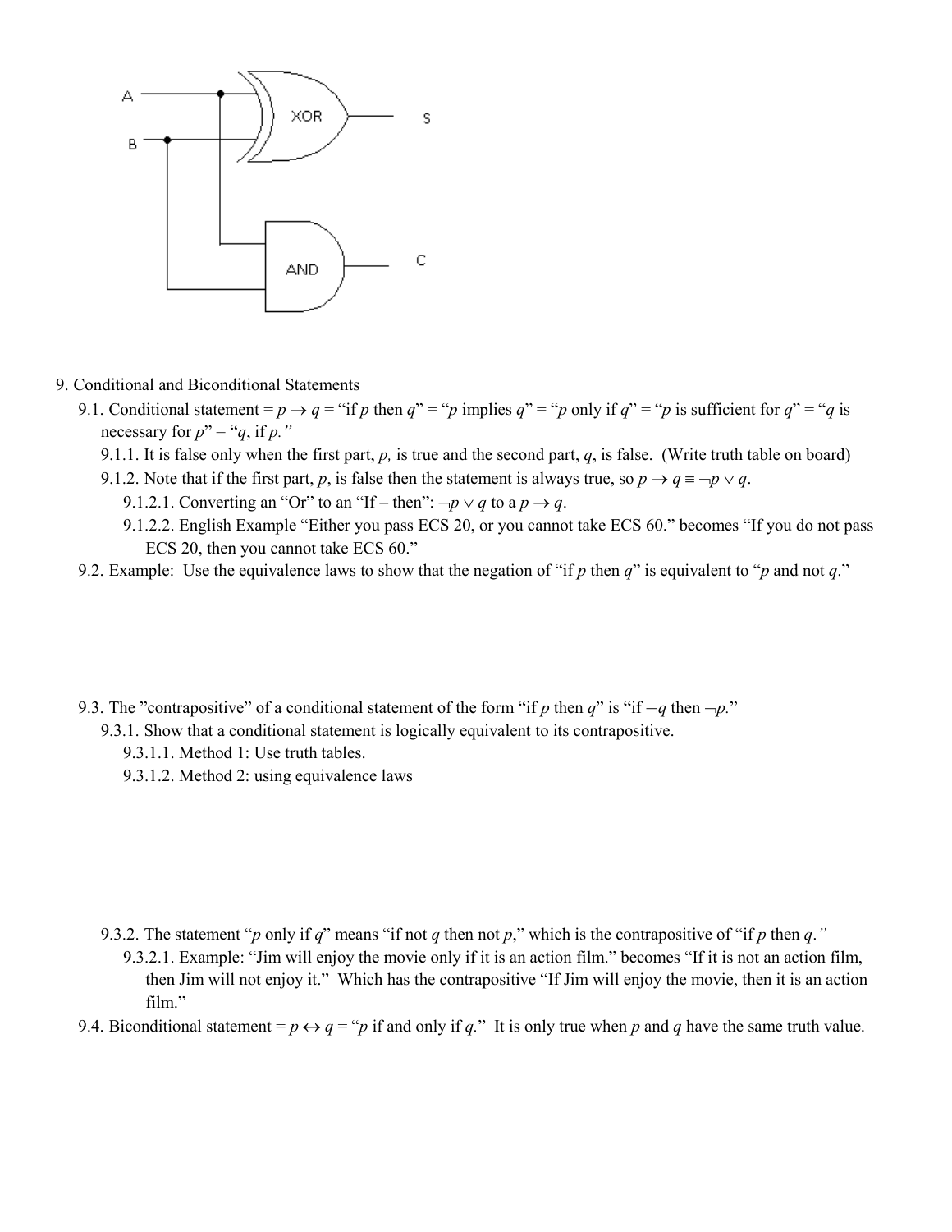9. Conditional and Biconditional Statements

   9.1. Conditional statement = $p \rightarrow q$ = "if $p$ then $q$" = "$p$ implies $q$" = "$p$ only if $q$" = "$p$ is sufficient for $q$" = "$q$ is necessary for $p$" = "$q$, if $p$."

      9.1.1. It is false only when the first part, $p$, is true and the second part, $q$, is false. (Write truth table on board)

      9.1.2. Note that if the first part, $p$, is false then the statement is always true, so $p \rightarrow q \equiv \neg p \vee q$.

         9.1.2.1. Converting an "Or" to an "If – then": $\neg p \vee q$ to a $p \rightarrow q$.

         9.1.2.2. English Example "Either you pass ECS 20, or you cannot take ECS 60." becomes "If you do not pass ECS 20, then you cannot take ECS 60."

   9.2. Example: Use the equivalence laws to show that the negation of "if $p$ then $q$" is equivalent to "$p$ and not $q$."

   9.3. The "contrapositive" of a conditional statement of the form "if $p$ then $q$" is "if $\neg q$ then $\neg p$."

      9.3.1. Show that a conditional statement is logically equivalent to its contrapositive.

         9.3.1.1. Method 1: Use truth tables.

         9.3.1.2. Method 2: using equivalence laws

      9.3.2. The statement "$p$ only if $q$" means "if not $q$ then not $p$," which is the contrapositive of "if $p$ then $q$."

         9.3.2.1. Example: "Jim will enjoy the movie only if it is an action film." becomes "If it is not an action film, then Jim will not enjoy it." Which has the contrapositive "If Jim will enjoy the movie, then it is an action film."

   9.4. Biconditional statement = $p \leftrightarrow q$ = "$p$ if and only if $q$." It is only true when $p$ and $q$ have the same truth value.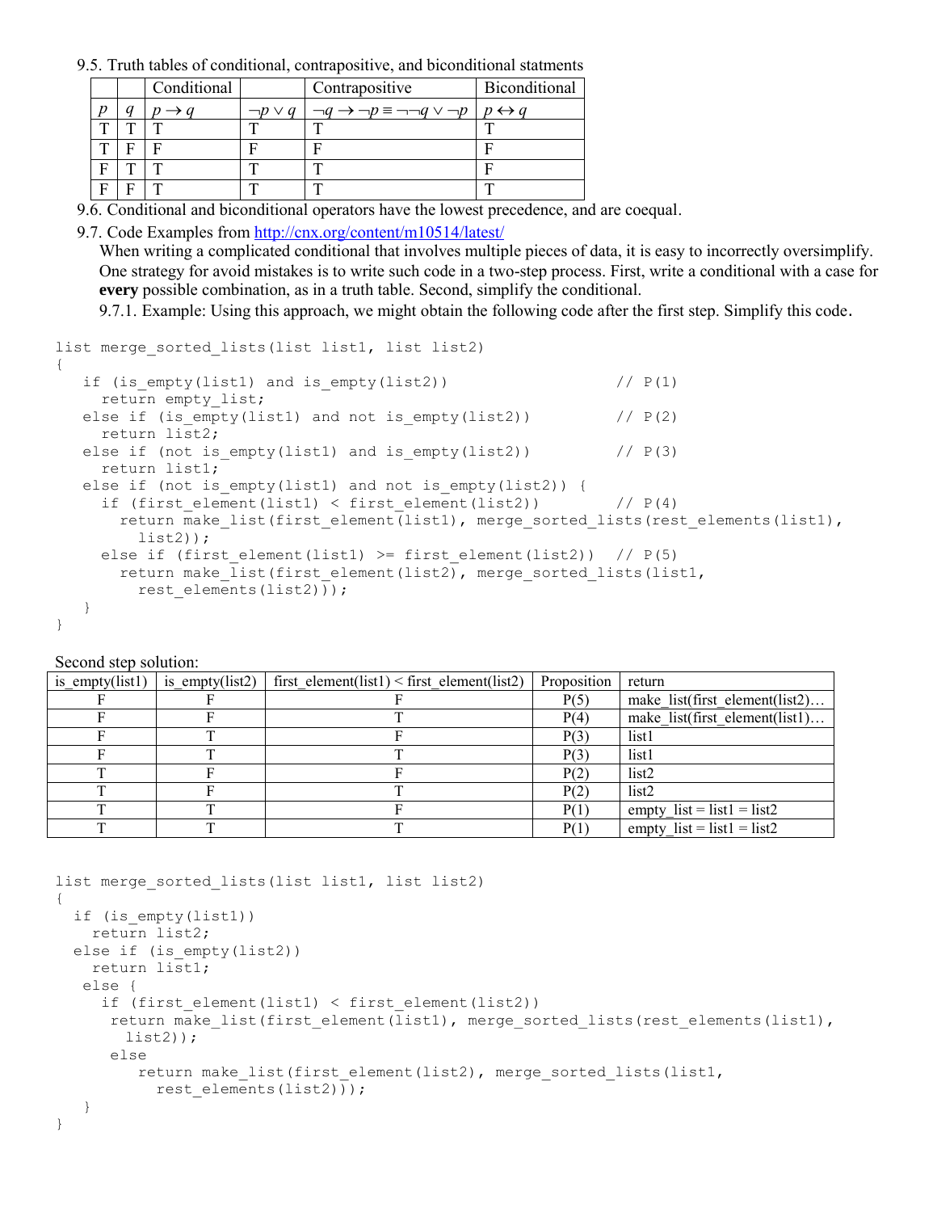9.5. Truth tables of conditional, contrapositive, and biconditional statments

| | | Conditional | | Contrapositive | Biconditional |
|---|---|---|---|---|---|
| $p$ | $q$ | $p \rightarrow q$ | $\neg p \vee q$ | $\neg q \rightarrow \neg p \equiv \neg\neg q \vee \neg p$ | $p \leftrightarrow q$ |
| T | T | T | T | T | T |
| T | F | F | F | F | F |
| F | T | T | T | T | F |
| F | F | T | T | T | T |

9.6. Conditional and biconditional operators have the lowest precedence, and are coequal.

9.7. Code Examples from http://cnx.org/content/m10514/latest/

When writing a complicated conditional that involves multiple pieces of data, it is easy to incorrectly oversimplify. One strategy for avoid mistakes is to write such code in a two-step process. First, write a conditional with a case for **every** possible combination, as in a truth table. Second, simplify the conditional.

9.7.1. Example: Using this approach, we might obtain the following code after the first step. Simplify this code.

```
list merge_sorted_lists(list list1, list list2)
{
   if (is_empty(list1) and is_empty(list2))                 // P(1)
     return empty_list;
   else if (is_empty(list1) and not is_empty(list2))        // P(2)
     return list2;
   else if (not is_empty(list1) and is_empty(list2))        // P(3)
     return list1;
   else if (not is_empty(list1) and not is_empty(list2)) {
     if (first_element(list1) < first_element(list2))       // P(4)
       return make_list(first_element(list1), merge_sorted_lists(rest_elements(list1),
         list2));
     else if (first_element(list1) >= first_element(list2))  // P(5)
       return make_list(first_element(list2), merge_sorted_lists(list1,
         rest_elements(list2)));
   }
}
```

Second step solution:

| is_empty(list1) | is_empty(list2) | first_element(list1) < first_element(list2) | Proposition | return |
|---|---|---|---|---|
| F | F | F | P(5) | make_list(first_element(list2)… |
| F | F | T | P(4) | make_list(first_element(list1)… |
| F | T | F | P(3) | list1 |
| F | T | T | P(3) | list1 |
| T | F | F | P(2) | list2 |
| T | F | T | P(2) | list2 |
| T | T | F | P(1) | empty_list = list1 = list2 |
| T | T | T | P(1) | empty_list = list1 = list2 |

```
list merge_sorted_lists(list list1, list list2)
{
  if (is_empty(list1))
    return list2;
  else if (is_empty(list2))
    return list1;
   else {
     if (first_element(list1) < first_element(list2))
      return make_list(first_element(list1), merge_sorted_lists(rest_elements(list1),
        list2));
      else
         return make_list(first_element(list2), merge_sorted_lists(list1,
           rest_elements(list2)));
   }
}
```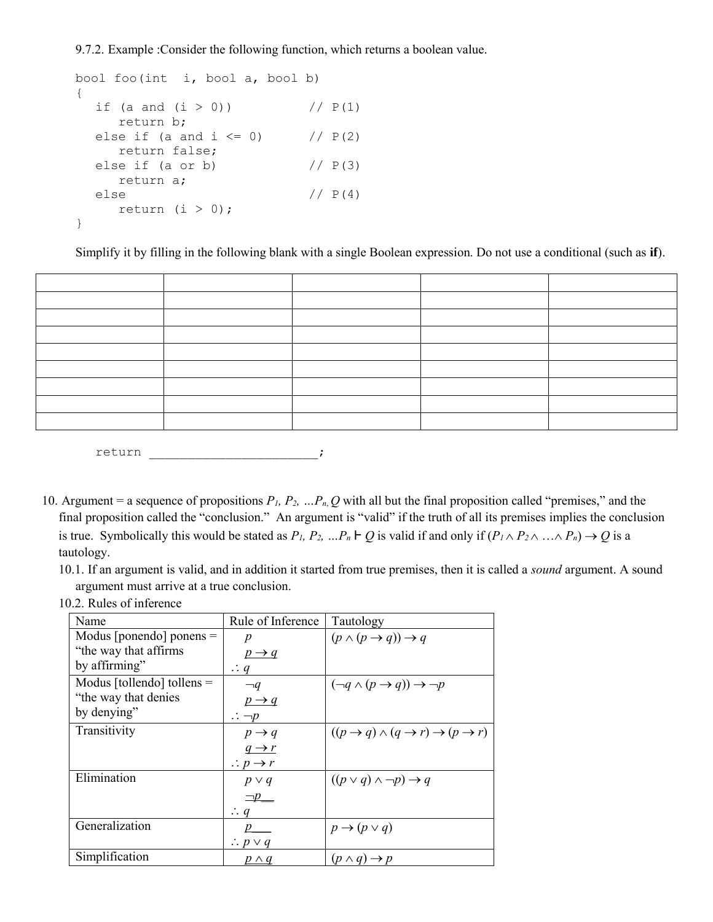9.7.2. Example :Consider the following function, which returns a boolean value.

```
bool foo(int  i, bool a, bool b)
{
   if (a and (i > 0))          // P(1)
      return b;
   else if (a and i <= 0)      // P(2)
      return false;
   else if (a or b)            // P(3)
      return a;
   else                        // P(4)
      return (i > 0);
}
```

Simplify it by filling in the following blank with a single Boolean expression. Do not use a conditional (such as **if**).

| | | | | |
|---|---|---|---|---|
| | | | | |
| | | | | |
| | | | | |
| | | | | |
| | | | | |
| | | | | |
| | | | | |
| | | | | |

```
return ________________________;
```

10. Argument = a sequence of propositions $P_1, P_2, \ldots P_n, Q$ with all but the final proposition called "premises," and the final proposition called the "conclusion." An argument is "valid" if the truth of all its premises implies the conclusion is true. Symbolically this would be stated as $P_1, P_2, \ldots P_n \vdash Q$ is valid if and only if $(P_1 \wedge P_2 \wedge \ldots \wedge P_n) \rightarrow Q$ is a tautology.

10.1. If an argument is valid, and in addition it started from true premises, then it is called a *sound* argument. A sound argument must arrive at a true conclusion.

10.2. Rules of inference

| Name | Rule of Inference | Tautology |
|---|---|---|
| Modus [ponendo] ponens = "the way that affirms by affirming" | $p$ <br> $\underline{p \rightarrow q}$ <br> $\therefore q$ | $(p \wedge (p \rightarrow q)) \rightarrow q$ |
| Modus [tollendo] tollens = "the way that denies by denying" | $\neg q$ <br> $\underline{p \rightarrow q}$ <br> $\therefore \neg p$ | $(\neg q \wedge (p \rightarrow q)) \rightarrow \neg p$ |
| Transitivity | $p \rightarrow q$ <br> $\underline{q \rightarrow r}$ <br> $\therefore p \rightarrow r$ | $((p \rightarrow q) \wedge (q \rightarrow r) \rightarrow (p \rightarrow r)$ |
| Elimination | $p \vee q$ <br> $\underline{\neg p}$ <br> $\therefore q$ | $((p \vee q) \wedge \neg p) \rightarrow q$ |
| Generalization | $\underline{p}$ <br> $\therefore p \vee q$ | $p \rightarrow (p \vee q)$ |
| Simplification | $\underline{p \wedge q}$ | $(p \wedge q) \rightarrow p$ |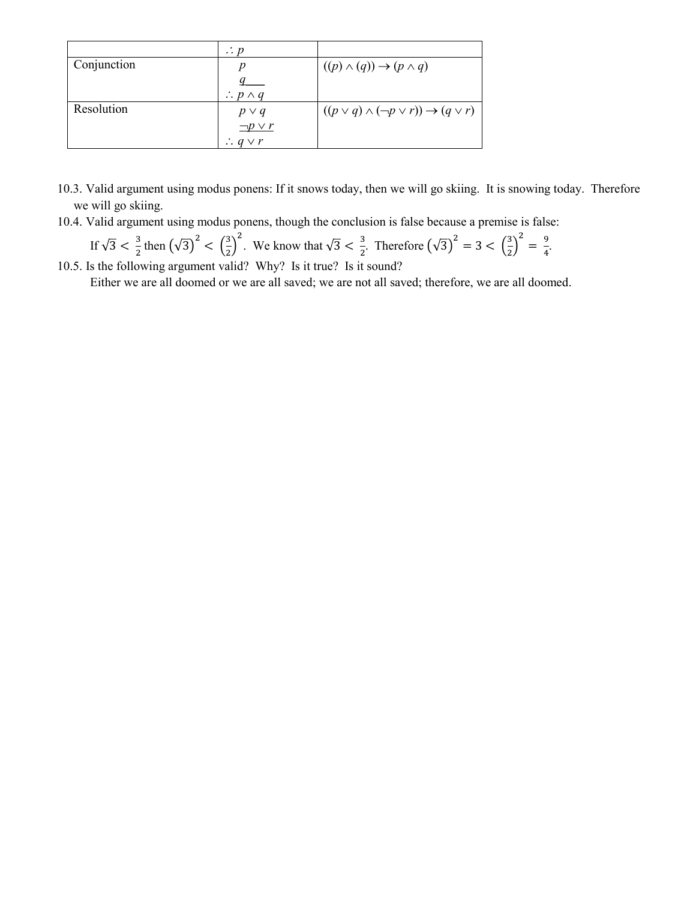|  | $\therefore p$ |  |
|---|---|---|
| Conjunction | $p$<br>$\underline{q\quad}$<br>$\therefore p \wedge q$ | $((p) \wedge (q)) \rightarrow (p \wedge q)$ |
| Resolution | $p \vee q$<br>$\underline{\neg p \vee r}$<br>$\therefore q \vee r$ | $((p \vee q) \wedge (\neg p \vee r)) \rightarrow (q \vee r)$ |

10.3. Valid argument using modus ponens: If it snows today, then we will go skiing. It is snowing today. Therefore we will go skiing.

10.4. Valid argument using modus ponens, though the conclusion is false because a premise is false:

If $\sqrt{3} < \frac{3}{2}$ then $\left(\sqrt{3}\right)^2 < \left(\frac{3}{2}\right)^2$. We know that $\sqrt{3} < \frac{3}{2}$. Therefore $\left(\sqrt{3}\right)^2 = 3 < \left(\frac{3}{2}\right)^2 = \frac{9}{4}$.

10.5. Is the following argument valid? Why? Is it true? Is it sound?

Either we are all doomed or we are all saved; we are not all saved; therefore, we are all doomed.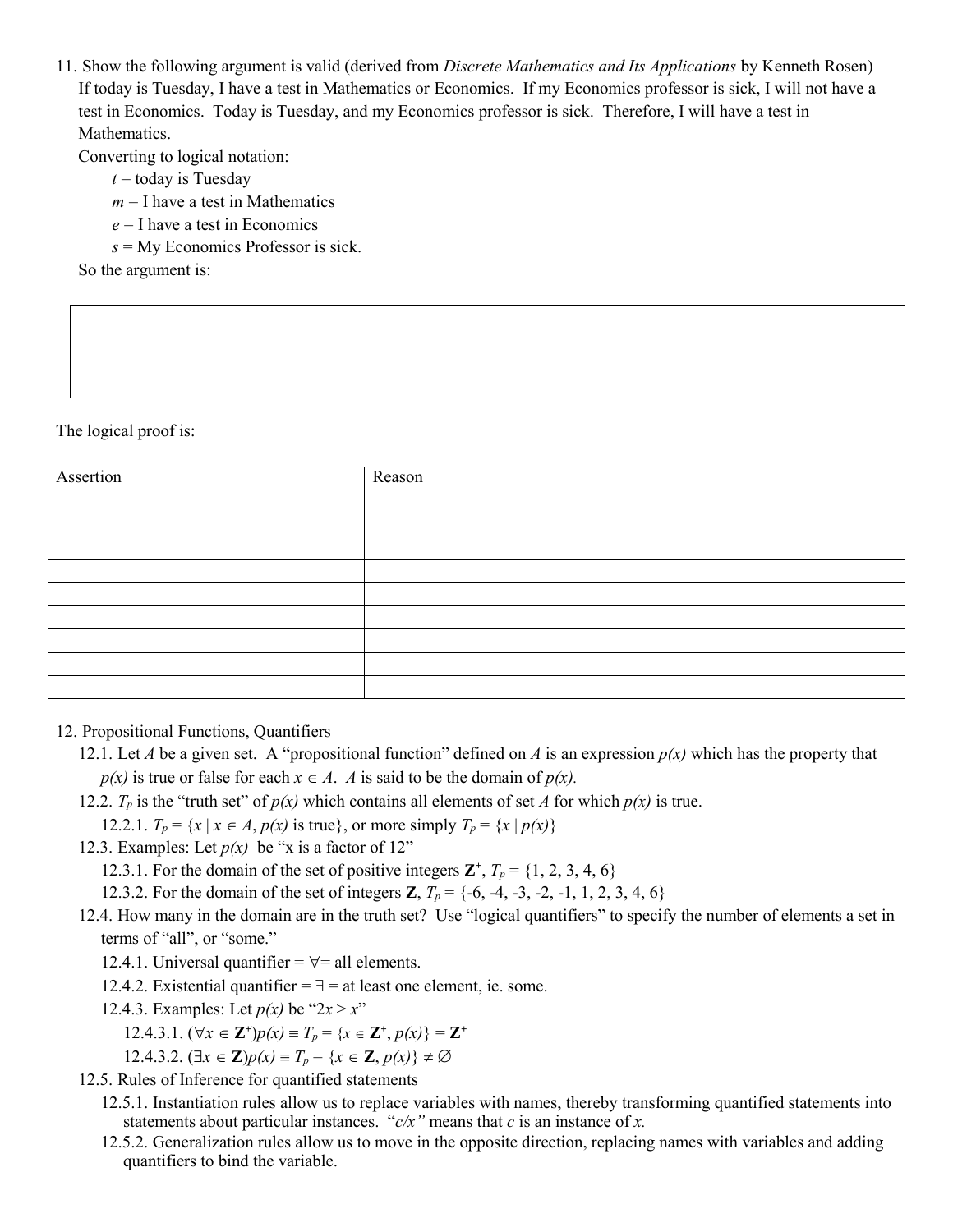11. Show the following argument is valid (derived from *Discrete Mathematics and Its Applications* by Kenneth Rosen) If today is Tuesday, I have a test in Mathematics or Economics. If my Economics professor is sick, I will not have a test in Economics. Today is Tuesday, and my Economics professor is sick. Therefore, I will have a test in Mathematics.

Converting to logical notation:

- $t$ = today is Tuesday
- $m$ = I have a test in Mathematics
- $e$ = I have a test in Economics
- $s$ = My Economics Professor is sick.

So the argument is:

| |
|---|
| |
| |
| |
| |

The logical proof is:

| Assertion | Reason |
|---|---|
| | |
| | |
| | |
| | |
| | |
| | |
| | |
| | |
| | |

12. Propositional Functions, Quantifiers

- 12.1. Let $A$ be a given set. A "propositional function" defined on $A$ is an expression $p(x)$ which has the property that $p(x)$ is true or false for each $x \in A$. $A$ is said to be the domain of $p(x)$.
- 12.2. $T_p$ is the "truth set" of $p(x)$ which contains all elements of set $A$ for which $p(x)$ is true.
  - 12.2.1. $T_p = \{x \mid x \in A, p(x) \text{ is true}\}$, or more simply $T_p = \{x \mid p(x)\}$
- 12.3. Examples: Let $p(x)$ be "x is a factor of 12"
  - 12.3.1. For the domain of the set of positive integers $\mathbf{Z}^+$, $T_p = \{1, 2, 3, 4, 6\}$
  - 12.3.2. For the domain of the set of integers $\mathbf{Z}$, $T_p = \{-6, -4, -3, -2, -1, 1, 2, 3, 4, 6\}$
- 12.4. How many in the domain are in the truth set? Use "logical quantifiers" to specify the number of elements a set in terms of "all", or "some."
  - 12.4.1. Universal quantifier = $\forall$= all elements.
  - 12.4.2. Existential quantifier = $\exists$ = at least one element, ie. some.
  - 12.4.3. Examples: Let $p(x)$ be "$2x > x$"
    - 12.4.3.1. $(\forall x \in \mathbf{Z}^+)p(x) \equiv T_p = \{x \in \mathbf{Z}^+, p(x)\} = \mathbf{Z}^+$
    - 12.4.3.2. $(\exists x \in \mathbf{Z})p(x) \equiv T_p = \{x \in \mathbf{Z}, p(x)\} \neq \varnothing$
- 12.5. Rules of Inference for quantified statements
  - 12.5.1. Instantiation rules allow us to replace variables with names, thereby transforming quantified statements into statements about particular instances. "$c/x$" means that $c$ is an instance of $x$.
  - 12.5.2. Generalization rules allow us to move in the opposite direction, replacing names with variables and adding quantifiers to bind the variable.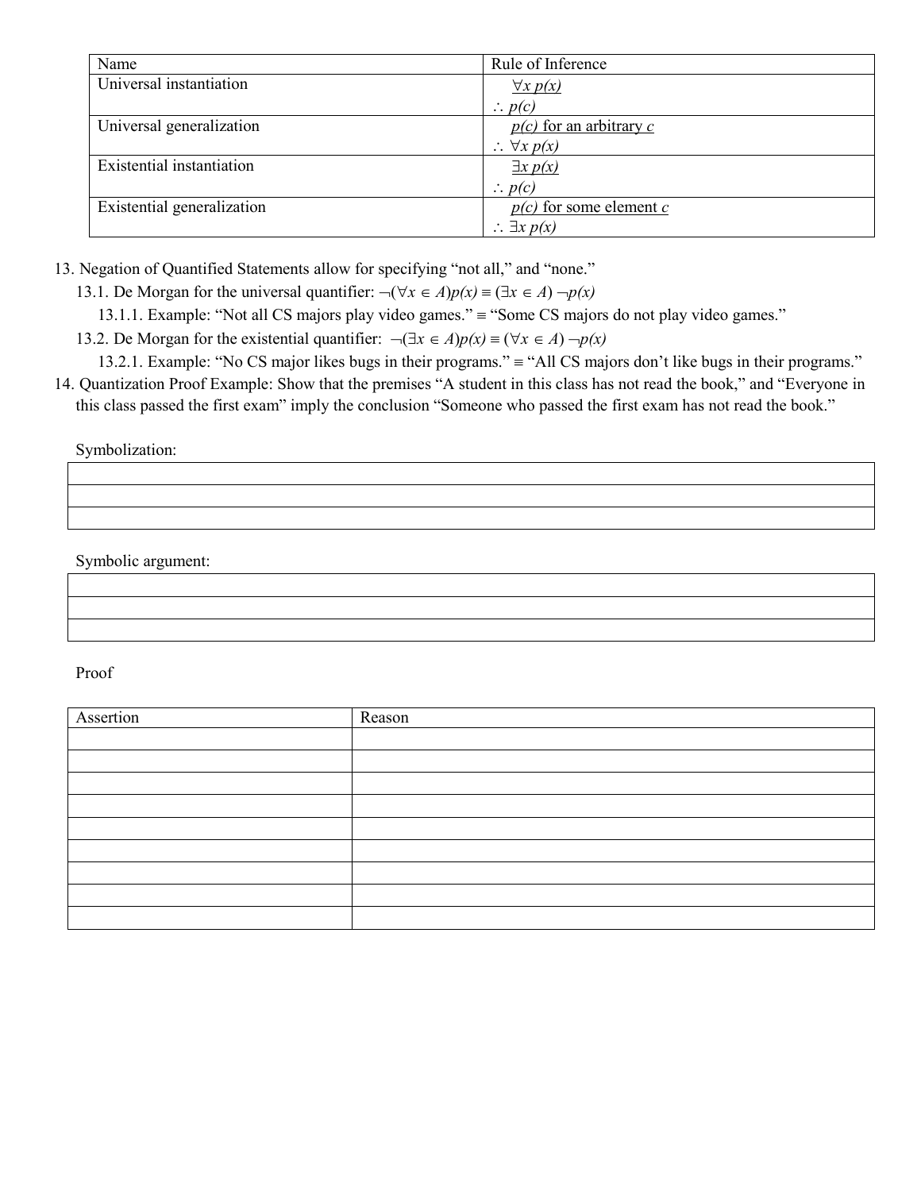| Name | Rule of Inference |
| --- | --- |
| Universal instantiation | $\forall x\ p(x)$<br>$\therefore p(c)$ |
| Universal generalization | $p(c)$ for an arbitrary $c$<br>$\therefore \forall x\ p(x)$ |
| Existential instantiation | $\exists x\ p(x)$<br>$\therefore p(c)$ |
| Existential generalization | $p(c)$ for some element $c$<br>$\therefore \exists x\ p(x)$ |

13. Negation of Quantified Statements allow for specifying "not all," and "none."
    13.1. De Morgan for the universal quantifier: $\neg(\forall x \in A)p(x) \equiv (\exists x \in A) \neg p(x)$
        13.1.1. Example: "Not all CS majors play video games." ≡ "Some CS majors do not play video games."
    13.2. De Morgan for the existential quantifier: $\neg(\exists x \in A)p(x) \equiv (\forall x \in A) \neg p(x)$
        13.2.1. Example: "No CS major likes bugs in their programs." ≡ "All CS majors don't like bugs in their programs."
14. Quantization Proof Example: Show that the premises "A student in this class has not read the book," and "Everyone in this class passed the first exam" imply the conclusion "Someone who passed the first exam has not read the book."

Symbolization:

| |
| --- |
| |
| |
| |

Symbolic argument:

| |
| --- |
| |
| |
| |

Proof

| Assertion | Reason |
| --- | --- |
| | |
| | |
| | |
| | |
| | |
| | |
| | |
| | |
| | |